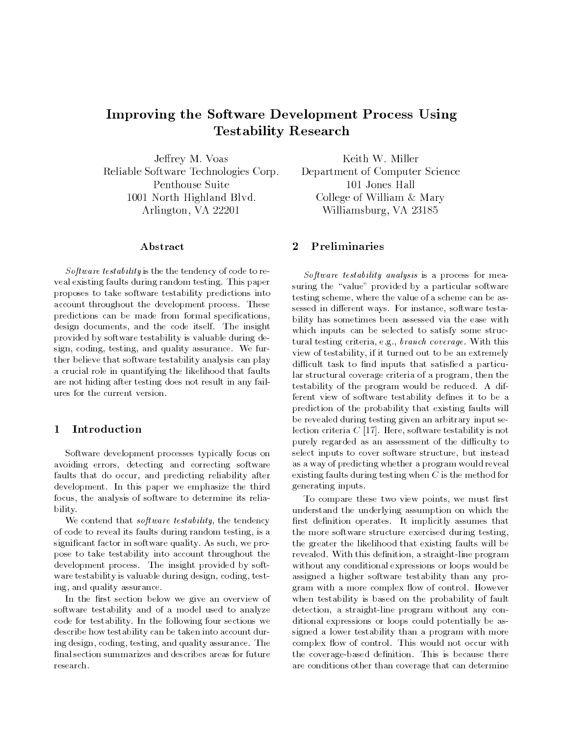# Improving the Software Development Process Using Testability Research

Jeffrey M. Voas
Reliable Software Technologies Corp.
Penthouse Suite
1001 North Highland Blvd.
Arlington, VA 22201

Keith W. Miller
Department of Computer Science
101 Jones Hall
College of William & Mary
Williamsburg, VA 23185

### Abstract

*Software testability* is the the tendency of code to reveal existing faults during random testing. This paper proposes to take software testability predictions into account throughout the development process. These predictions can be made from formal specifications, design documents, and the code itself. The insight provided by software testability is valuable during design, coding, testing, and quality assurance. We further believe that software testability analysis can play a crucial role in quantifying the likelihood that faults are not hiding after testing does not result in any failures for the current version.

## 1 Introduction

Software development processes typically focus on avoiding errors, detecting and correcting software faults that do occur, and predicting reliability after development. In this paper we emphasize the third focus, the analysis of software to determine its reliability.

We contend that *software testability*, the tendency of code to reveal its faults during random testing, is a significant factor in software quality. As such, we propose to take testability into account throughout the development process. The insight provided by software testability is valuable during design, coding, testing, and quality assurance.

In the first section below we give an overview of software testability and of a model used to analyze code for testability. In the following four sections we describe how testability can be taken into account during design, coding, testing, and quality assurance. The final section summarizes and describes areas for future research.

## 2 Preliminaries

*Software testability analysis* is a process for measuring the "value" provided by a particular software testing scheme, where the value of a scheme can be assessed in different ways. For instance, software testability has sometimes been assessed via the ease with which inputs can be selected to satisfy some structural testing criteria, e.g., *branch coverage*. With this view of testability, if it turned out to be an extremely difficult task to find inputs that satisfied a particular structural coverage criteria of a program, then the testability of the program would be reduced. A different view of software testability defines it to be a prediction of the probability that existing faults will be revealed during testing given an arbitrary input selection criteria $C$ [17]. Here, software testability is not purely regarded as an assessment of the difficulty to select inputs to cover software structure, but instead as a way of predicting whether a program would reveal existing faults during testing when $C$ is the method for generating inputs.

To compare these two view points, we must first understand the underlying assumption on which the first definition operates. It implicitly assumes that the more software structure exercised during testing, the greater the likelihood that existing faults will be revealed. With this definition, a straight-line program without any conditional expressions or loops would be assigned a higher software testability than any program with a more complex flow of control. However when testability is based on the probability of fault detection, a straight-line program without any conditional expressions or loops could potentially be assigned a lower testability than a program with more complex flow of control. This would not occur with the coverage-based definition. This is because there are conditions other than coverage that can determine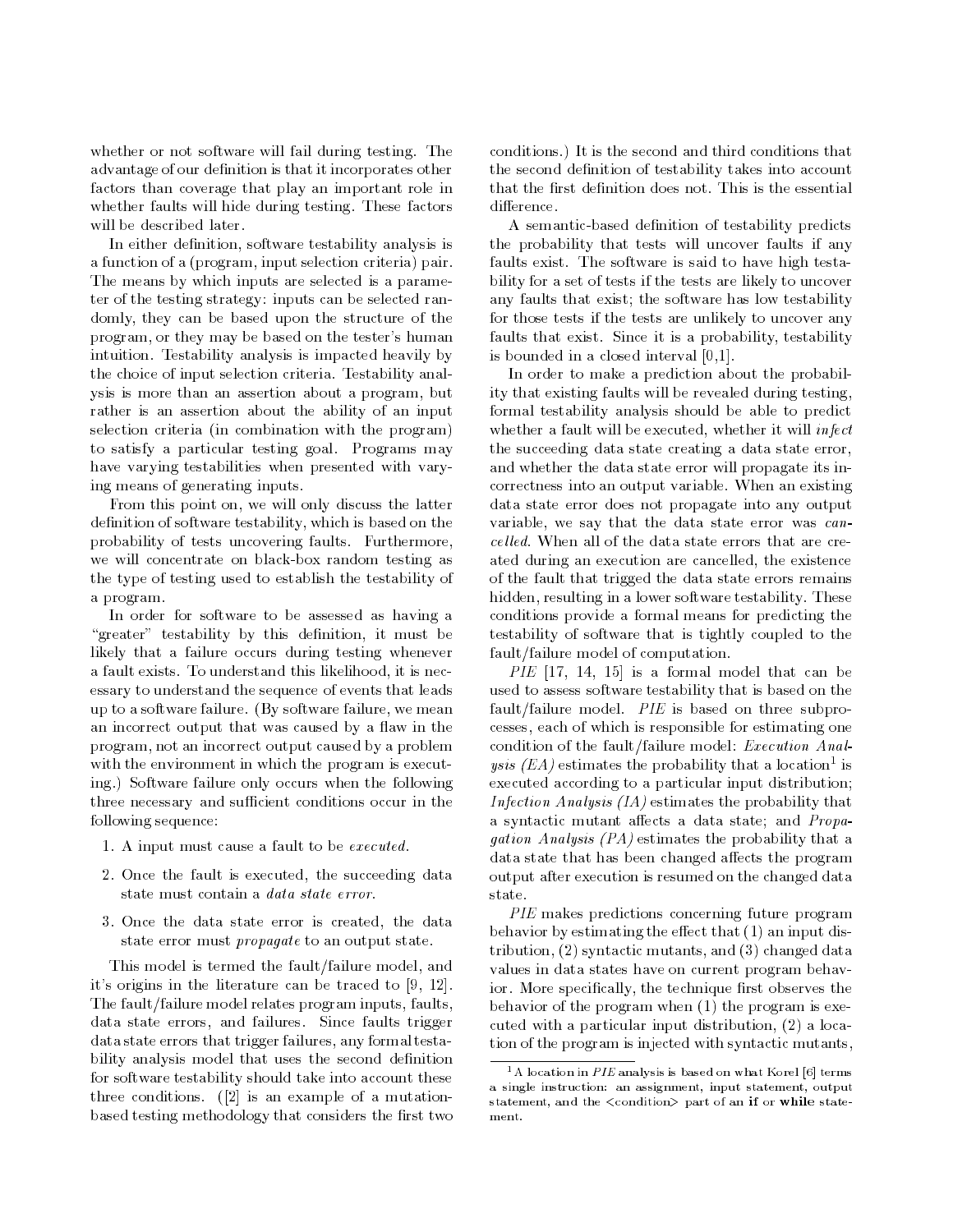whether or not software will fail during testing. The advantage of our definition is that it incorporates other factors than coverage that play an important role in whether faults will hide during testing. These factors will be described later.

In either definition, software testability analysis is a function of a (program, input selection criteria) pair. The means by which inputs are selected is a parameter of the testing strategy: inputs can be selected randomly, they can be based upon the structure of the program, or they may be based on the tester's human intuition. Testability analysis is impacted heavily by the choice of input selection criteria. Testability analysis is more than an assertion about a program, but rather is an assertion about the ability of an input selection criteria (in combination with the program) to satisfy a particular testing goal. Programs may have varying testabilities when presented with varying means of generating inputs.

From this point on, we will only discuss the latter definition of software testability, which is based on the probability of tests uncovering faults. Furthermore, we will concentrate on black-box random testing as the type of testing used to establish the testability of a program.

In order for software to be assessed as having a "greater" testability by this definition, it must be likely that a failure occurs during testing whenever a fault exists. To understand this likelihood, it is necessary to understand the sequence of events that leads up to a software failure. (By software failure, we mean an incorrect output that was caused by a flaw in the program, not an incorrect output caused by a problem with the environment in which the program is executing.) Software failure only occurs when the following three necessary and sufficient conditions occur in the following sequence:

1. A input must cause a fault to be *executed*.
2. Once the fault is executed, the succeeding data state must contain a *data state error*.
3. Once the data state error is created, the data state error must *propagate* to an output state.

This model is termed the fault/failure model, and it's origins in the literature can be traced to [9, 12]. The fault/failure model relates program inputs, faults, data state errors, and failures. Since faults trigger data state errors that trigger failures, any formal testability analysis model that uses the second definition for software testability should take into account these three conditions. ([2] is an example of a mutation-based testing methodology that considers the first two conditions.) It is the second and third conditions that the second definition of testability takes into account that the first definition does not. This is the essential difference.

A semantic-based definition of testability predicts the probability that tests will uncover faults if any faults exist. The software is said to have high testability for a set of tests if the tests are likely to uncover any faults that exist; the software has low testability for those tests if the tests are unlikely to uncover any faults that exist. Since it is a probability, testability is bounded in a closed interval [0,1].

In order to make a prediction about the probability that existing faults will be revealed during testing, formal testability analysis should be able to predict whether a fault will be executed, whether it will *infect* the succeeding data state creating a data state error, and whether the data state error will propagate its incorrectness into an output variable. When an existing data state error does not propagate into any output variable, we say that the data state error was *cancelled*. When all of the data state errors that are created during an execution are cancelled, the existence of the fault that trigged the data state errors remains hidden, resulting in a lower software testability. These conditions provide a formal means for predicting the testability of software that is tightly coupled to the fault/failure model of computation.

*PIE* [17, 14, 15] is a formal model that can be used to assess software testability that is based on the fault/failure model. *PIE* is based on three subprocesses, each of which is responsible for estimating one condition of the fault/failure model: *Execution Analysis (EA)* estimates the probability that a location[1] is executed according to a particular input distribution; *Infection Analysis (IA)* estimates the probability that a syntactic mutant affects a data state; and *Propagation Analysis (PA)* estimates the probability that a data state that has been changed affects the program output after execution is resumed on the changed data state.

*PIE* makes predictions concerning future program behavior by estimating the effect that (1) an input distribution, (2) syntactic mutants, and (3) changed data values in data states have on current program behavior. More specifically, the technique first observes the behavior of the program when (1) the program is executed with a particular input distribution, (2) a location of the program is injected with syntactic mutants,

[1] A location in *PIE* analysis is based on what Korel [6] terms a single instruction: an assignment, input statement, output statement, and the <condition> part of an **if** or **while** statement.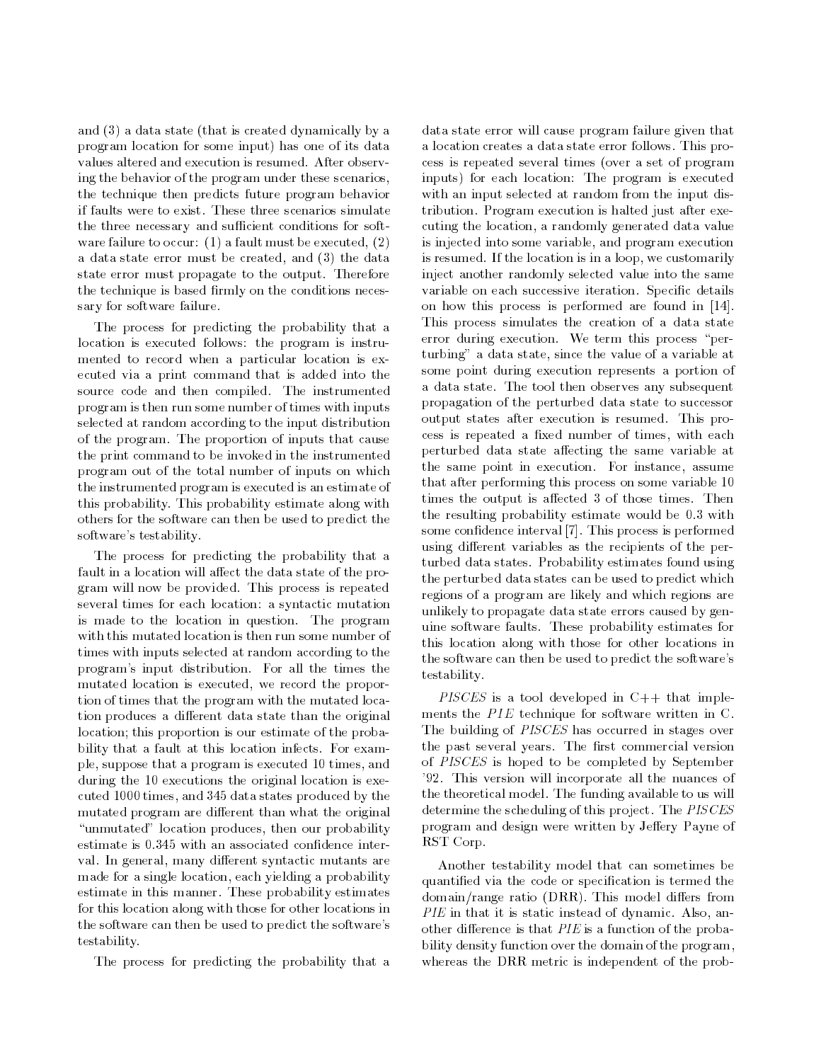and (3) a data state (that is created dynamically by a program location for some input) has one of its data values altered and execution is resumed. After observing the behavior of the program under these scenarios, the technique then predicts future program behavior if faults were to exist. These three scenarios simulate the three necessary and sufficient conditions for software failure to occur: (1) a fault must be executed, (2) a data state error must be created, and (3) the data state error must propagate to the output. Therefore the technique is based firmly on the conditions necessary for software failure.

The process for predicting the probability that a location is executed follows: the program is instrumented to record when a particular location is executed via a print command that is added into the source code and then compiled. The instrumented program is then run some number of times with inputs selected at random according to the input distribution of the program. The proportion of inputs that cause the print command to be invoked in the instrumented program out of the total number of inputs on which the instrumented program is executed is an estimate of this probability. This probability estimate along with others for the software can then be used to predict the software's testability.

The process for predicting the probability that a fault in a location will affect the data state of the program will now be provided. This process is repeated several times for each location: a syntactic mutation is made to the location in question. The program with this mutated location is then run some number of times with inputs selected at random according to the program's input distribution. For all the times the mutated location is executed, we record the proportion of times that the program with the mutated location produces a different data state than the original location; this proportion is our estimate of the probability that a fault at this location infects. For example, suppose that a program is executed 10 times, and during the 10 executions the original location is executed 1000 times, and 345 data states produced by the mutated program are different than what the original "unmutated" location produces, then our probability estimate is 0.345 with an associated confidence interval. In general, many different syntactic mutants are made for a single location, each yielding a probability estimate in this manner. These probability estimates for this location along with those for other locations in the software can then be used to predict the software's testability.

The process for predicting the probability that a data state error will cause program failure given that a location creates a data state error follows. This process is repeated several times (over a set of program inputs) for each location: The program is executed with an input selected at random from the input distribution. Program execution is halted just after executing the location, a randomly generated data value is injected into some variable, and program execution is resumed. If the location is in a loop, we customarily inject another randomly selected value into the same variable on each successive iteration. Specific details on how this process is performed are found in [14]. This process simulates the creation of a data state error during execution. We term this process "perturbing" a data state, since the value of a variable at some point during execution represents a portion of a data state. The tool then observes any subsequent propagation of the perturbed data state to successor output states after execution is resumed. This process is repeated a fixed number of times, with each perturbed data state affecting the same variable at the same point in execution. For instance, assume that after performing this process on some variable 10 times the output is affected 3 of those times. Then the resulting probability estimate would be 0.3 with some confidence interval [7]. This process is performed using different variables as the recipients of the perturbed data states. Probability estimates found using the perturbed data states can be used to predict which regions of a program are likely and which regions are unlikely to propagate data state errors caused by genuine software faults. These probability estimates for this location along with those for other locations in the software can then be used to predict the software's testability.

*PISCES* is a tool developed in C++ that implements the *PIE* technique for software written in C. The building of *PISCES* has occurred in stages over the past several years. The first commercial version of *PISCES* is hoped to be completed by September '92. This version will incorporate all the nuances of the theoretical model. The funding available to us will determine the scheduling of this project. The *PISCES* program and design were written by Jeffery Payne of RST Corp.

Another testability model that can sometimes be quantified via the code or specification is termed the domain/range ratio (DRR). This model differs from *PIE* in that it is static instead of dynamic. Also, another difference is that *PIE* is a function of the probability density function over the domain of the program, whereas the DRR metric is independent of the prob-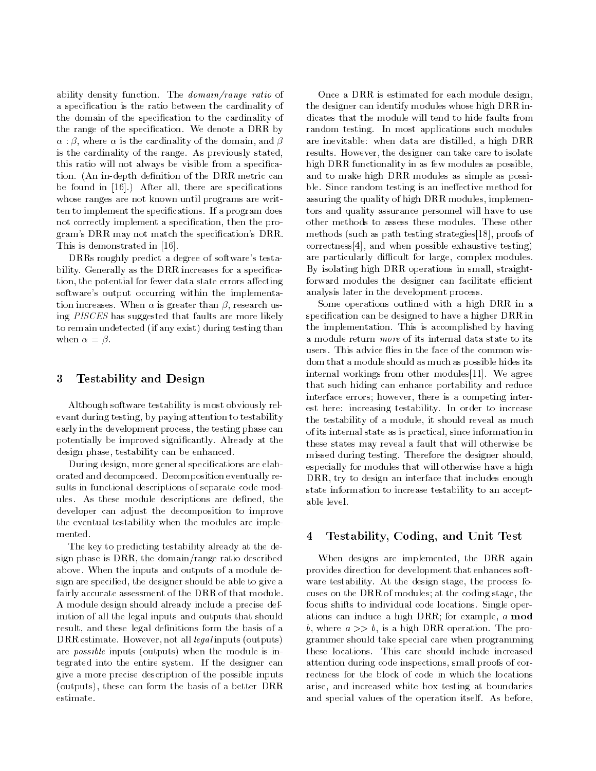ability density function. The *domain/range ratio* of a specification is the ratio between the cardinality of the domain of the specification to the cardinality of the range of the specification. We denote a DRR by $\alpha : \beta$, where $\alpha$ is the cardinality of the domain, and $\beta$ is the cardinality of the range. As previously stated, this ratio will not always be visible from a specification. (An in-depth definition of the DRR metric can be found in [16].) After all, there are specifications whose ranges are not known until programs are written to implement the specifications. If a program does not correctly implement a specification, then the program's DRR may not match the specification's DRR. This is demonstrated in [16].

DRRs roughly predict a degree of software's testability. Generally as the DRR increases for a specification, the potential for fewer data state errors affecting software's output occurring within the implementation increases. When $\alpha$ is greater than $\beta$, research using *PISCES* has suggested that faults are more likely to remain undetected (if any exist) during testing than when $\alpha = \beta$.

## 3 Testability and Design

Although software testability is most obviously relevant during testing, by paying attention to testability early in the development process, the testing phase can potentially be improved significantly. Already at the design phase, testability can be enhanced.

During design, more general specifications are elaborated and decomposed. Decomposition eventually results in functional descriptions of separate code modules. As these module descriptions are defined, the developer can adjust the decomposition to improve the eventual testability when the modules are implemented.

The key to predicting testability already at the design phase is DRR, the domain/range ratio described above. When the inputs and outputs of a module design are specified, the designer should be able to give a fairly accurate assessment of the DRR of that module. A module design should already include a precise definition of all the legal inputs and outputs that should result, and these legal definitions form the basis of a DRR estimate. However, not all *legal* inputs (outputs) are *possible* inputs (outputs) when the module is integrated into the entire system. If the designer can give a more precise description of the possible inputs (outputs), these can form the basis of a better DRR estimate.

Once a DRR is estimated for each module design, the designer can identify modules whose high DRR indicates that the module will tend to hide faults from random testing. In most applications such modules are inevitable: when data are distilled, a high DRR results. However, the designer can take care to isolate high DRR functionality in as few modules as possible, and to make high DRR modules as simple as possible. Since random testing is an ineffective method for assuring the quality of high DRR modules, implementors and quality assurance personnel will have to use other methods to assess these modules. These other methods (such as path testing strategies[18], proofs of correctness[4], and when possible exhaustive testing) are particularly difficult for large, complex modules. By isolating high DRR operations in small, straightforward modules the designer can facilitate efficient analysis later in the development process.

Some operations outlined with a high DRR in a specification can be designed to have a higher DRR in the implementation. This is accomplished by having a module return *more* of its internal data state to its users. This advice flies in the face of the common wisdom that a module should as much as possible hides its internal workings from other modules[11]. We agree that such hiding can enhance portability and reduce interface errors; however, there is a competing interest here: increasing testability. In order to increase the testability of a module, it should reveal as much of its internal state as is practical, since information in these states may reveal a fault that will otherwise be missed during testing. Therefore the designer should, especially for modules that will otherwise have a high DRR, try to design an interface that includes enough state information to increase testability to an acceptable level.

## 4 Testability, Coding, and Unit Test

When designs are implemented, the DRR again provides direction for development that enhances software testability. At the design stage, the process focuses on the DRR of modules; at the coding stage, the focus shifts to individual code locations. Single operations can induce a high DRR; for example, $a$ **mod** $b$, where $a >> b$, is a high DRR operation. The programmer should take special care when programming these locations. This care should include increased attention during code inspections, small proofs of correctness for the block of code in which the locations arise, and increased white box testing at boundaries and special values of the operation itself. As before,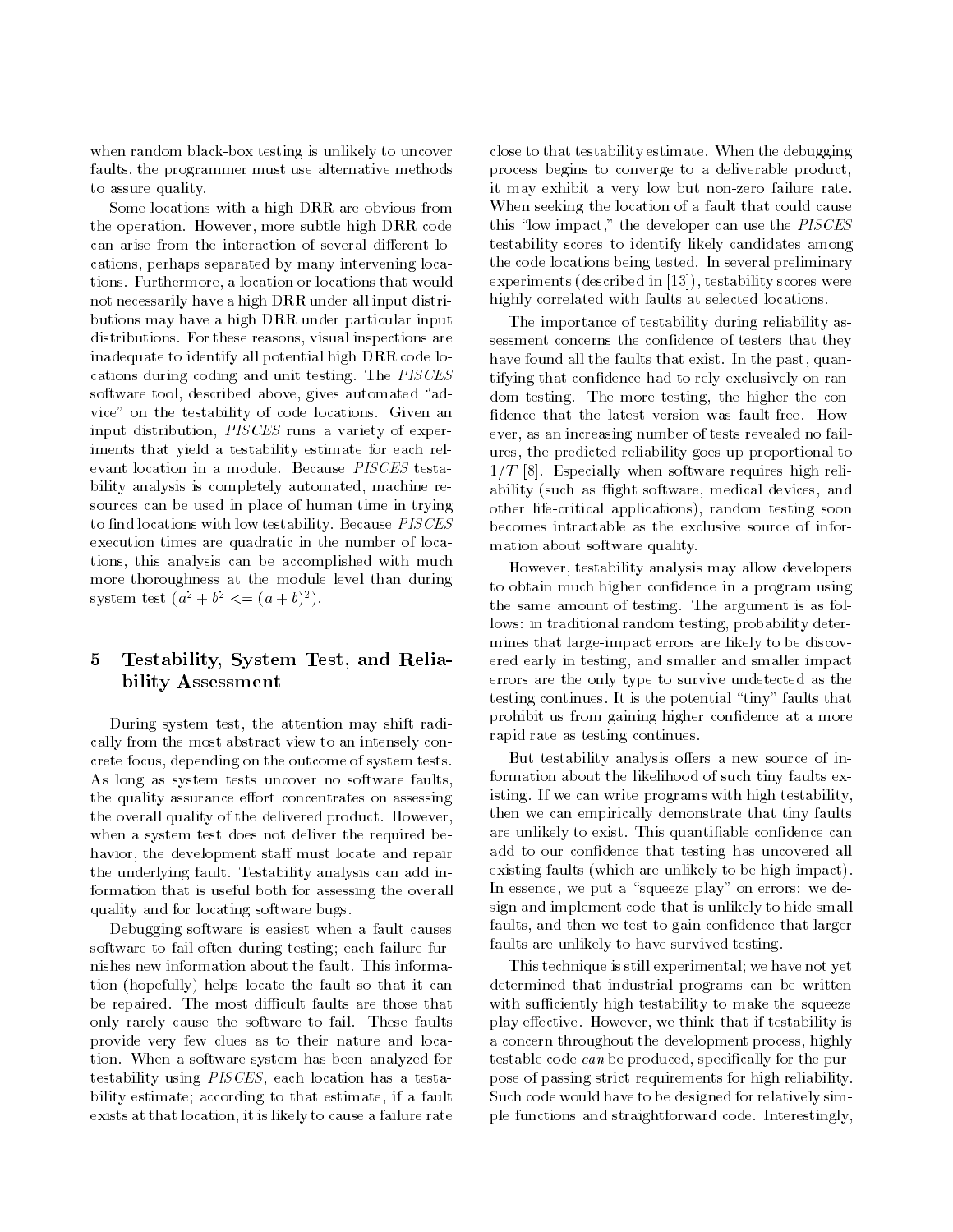when random black-box testing is unlikely to uncover faults, the programmer must use alternative methods to assure quality.

Some locations with a high DRR are obvious from the operation. However, more subtle high DRR code can arise from the interaction of several different locations, perhaps separated by many intervening locations. Furthermore, a location or locations that would not necessarily have a high DRR under all input distributions may have a high DRR under particular input distributions. For these reasons, visual inspections are inadequate to identify all potential high DRR code locations during coding and unit testing. The *PISCES* software tool, described above, gives automated "advice" on the testability of code locations. Given an input distribution, *PISCES* runs a variety of experiments that yield a testability estimate for each relevant location in a module. Because *PISCES* testability analysis is completely automated, machine resources can be used in place of human time in trying to find locations with low testability. Because *PISCES* execution times are quadratic in the number of locations, this analysis can be accomplished with much more thoroughness at the module level than during system test ($a^2 + b^2 <= (a+b)^2$).

## 5 Testability, System Test, and Reliability Assessment

During system test, the attention may shift radically from the most abstract view to an intensely concrete focus, depending on the outcome of system tests. As long as system tests uncover no software faults, the quality assurance effort concentrates on assessing the overall quality of the delivered product. However, when a system test does not deliver the required behavior, the development staff must locate and repair the underlying fault. Testability analysis can add information that is useful both for assessing the overall quality and for locating software bugs.

Debugging software is easiest when a fault causes software to fail often during testing; each failure furnishes new information about the fault. This information (hopefully) helps locate the fault so that it can be repaired. The most difficult faults are those that only rarely cause the software to fail. These faults provide very few clues as to their nature and location. When a software system has been analyzed for testability using *PISCES*, each location has a testability estimate; according to that estimate, if a fault exists at that location, it is likely to cause a failure rate close to that testability estimate. When the debugging process begins to converge to a deliverable product, it may exhibit a very low but non-zero failure rate. When seeking the location of a fault that could cause this "low impact," the developer can use the *PISCES* testability scores to identify likely candidates among the code locations being tested. In several preliminary experiments (described in [13]), testability scores were highly correlated with faults at selected locations.

The importance of testability during reliability assessment concerns the confidence of testers that they have found all the faults that exist. In the past, quantifying that confidence had to rely exclusively on random testing. The more testing, the higher the confidence that the latest version was fault-free. However, as an increasing number of tests revealed no failures, the predicted reliability goes up proportional to $1/T$ [8]. Especially when software requires high reliability (such as flight software, medical devices, and other life-critical applications), random testing soon becomes intractable as the exclusive source of information about software quality.

However, testability analysis may allow developers to obtain much higher confidence in a program using the same amount of testing. The argument is as follows: in traditional random testing, probability determines that large-impact errors are likely to be discovered early in testing, and smaller and smaller impact errors are the only type to survive undetected as the testing continues. It is the potential "tiny" faults that prohibit us from gaining higher confidence at a more rapid rate as testing continues.

But testability analysis offers a new source of information about the likelihood of such tiny faults existing. If we can write programs with high testability, then we can empirically demonstrate that tiny faults are unlikely to exist. This quantifiable confidence can add to our confidence that testing has uncovered all existing faults (which are unlikely to be high-impact). In essence, we put a "squeeze play" on errors: we design and implement code that is unlikely to hide small faults, and then we test to gain confidence that larger faults are unlikely to have survived testing.

This technique is still experimental; we have not yet determined that industrial programs can be written with sufficiently high testability to make the squeeze play effective. However, we think that if testability is a concern throughout the development process, highly testable code *can* be produced, specifically for the purpose of passing strict requirements for high reliability. Such code would have to be designed for relatively simple functions and straightforward code. Interestingly,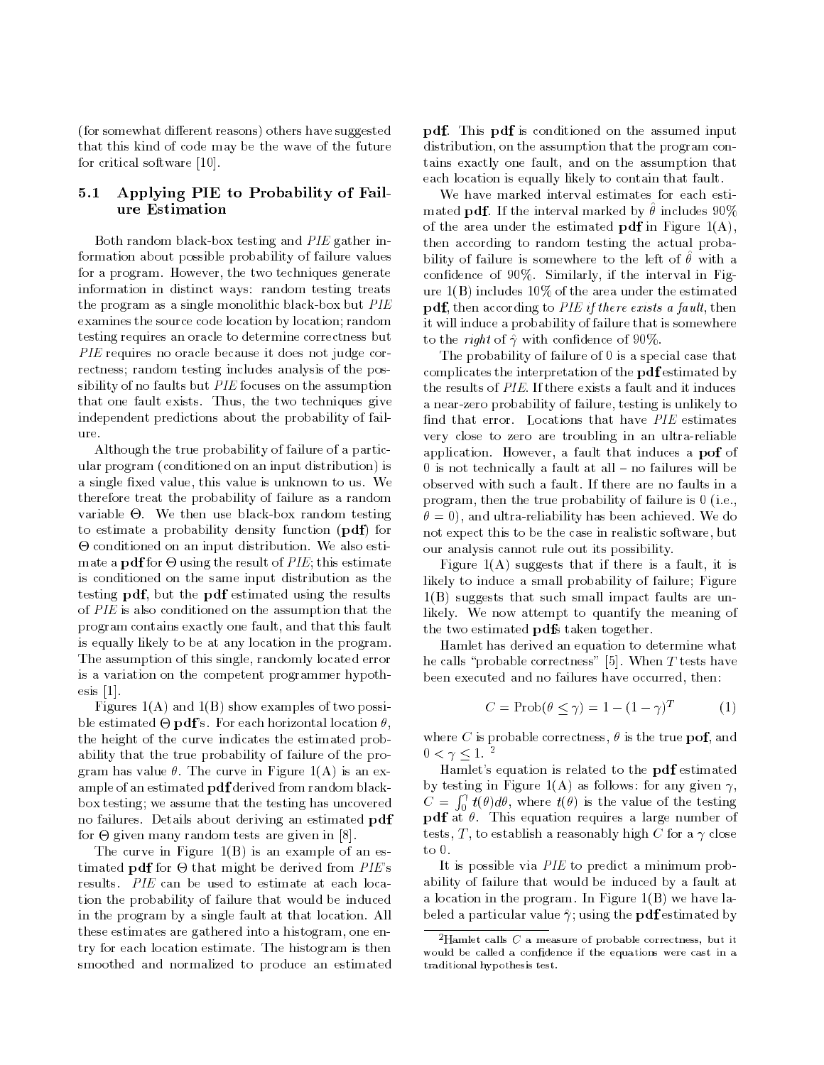(for somewhat different reasons) others have suggested that this kind of code may be the wave of the future for critical software [10].

### 5.1 Applying PIE to Probability of Failure Estimation

Both random black-box testing and *PIE* gather information about possible probability of failure values for a program. However, the two techniques generate information in distinct ways: random testing treats the program as a single monolithic black-box but *PIE* examines the source code location by location; random testing requires an oracle to determine correctness but *PIE* requires no oracle because it does not judge correctness; random testing includes analysis of the possibility of no faults but *PIE* focuses on the assumption that one fault exists. Thus, the two techniques give independent predictions about the probability of failure.

Although the true probability of failure of a particular program (conditioned on an input distribution) is a single fixed value, this value is unknown to us. We therefore treat the probability of failure as a random variable $\Theta$. We then use black-box random testing to estimate a probability density function (**pdf**) for $\Theta$ conditioned on an input distribution. We also estimate a **pdf** for $\Theta$ using the result of *PIE*; this estimate is conditioned on the same input distribution as the testing **pdf**, but the **pdf** estimated using the results of *PIE* is also conditioned on the assumption that the program contains exactly one fault, and that this fault is equally likely to be at any location in the program. The assumption of this single, randomly located error is a variation on the competent programmer hypothesis [1].

Figures 1(A) and 1(B) show examples of two possible estimated $\Theta$ **pdf**'s. For each horizontal location $\theta$, the height of the curve indicates the estimated probability that the true probability of failure of the program has value $\theta$. The curve in Figure 1(A) is an example of an estimated **pdf** derived from random black-box testing; we assume that the testing has uncovered no failures. Details about deriving an estimated **pdf** for $\Theta$ given many random tests are given in [8].

The curve in Figure 1(B) is an example of an estimated **pdf** for $\Theta$ that might be derived from *PIE*'s results. *PIE* can be used to estimate at each location the probability of failure that would be induced in the program by a single fault at that location. All these estimates are gathered into a histogram, one entry for each location estimate. The histogram is then smoothed and normalized to produce an estimated **pdf**. This **pdf** is conditioned on the assumed input distribution, on the assumption that the program contains exactly one fault, and on the assumption that each location is equally likely to contain that fault.

We have marked interval estimates for each estimated **pdf**. If the interval marked by $\hat{\theta}$ includes 90% of the area under the estimated **pdf** in Figure 1(A), then according to random testing the actual probability of failure is somewhere to the left of $\hat{\theta}$ with a confidence of 90%. Similarly, if the interval in Figure 1(B) includes 10% of the area under the estimated **pdf**, then according to *PIE if there exists a fault*, then it will induce a probability of failure that is somewhere to the *right* of $\hat{\gamma}$ with confidence of 90%.

The probability of failure of 0 is a special case that complicates the interpretation of the **pdf** estimated by the results of *PIE*. If there exists a fault and it induces a near-zero probability of failure, testing is unlikely to find that error. Locations that have *PIE* estimates very close to zero are troubling in an ultra-reliable application. However, a fault that induces a **pof** of 0 is not technically a fault at all – no failures will be observed with such a fault. If there are no faults in a program, then the true probability of failure is 0 (i.e., $\theta = 0$), and ultra-reliability has been achieved. We do not expect this to be the case in realistic software, but our analysis cannot rule out its possibility.

Figure 1(A) suggests that if there is a fault, it is likely to induce a small probability of failure; Figure 1(B) suggests that such small impact faults are unlikely. We now attempt to quantify the meaning of the two estimated **pdf**s taken together.

Hamlet has derived an equation to determine what he calls "probable correctness" [5]. When $T$ tests have been executed and no failures have occurred, then:

$$C = \text{Prob}(\theta \le \gamma) = 1 - (1 - \gamma)^T \qquad (1)$$

where $C$ is probable correctness, $\theta$ is the true **pof**, and $0 < \gamma \le 1$. [2]

Hamlet's equation is related to the **pdf** estimated by testing in Figure 1(A) as follows: for any given $\gamma$, $C = \int_0^\gamma t(\theta)d\theta$, where $t(\theta)$ is the value of the testing **pdf** at $\theta$. This equation requires a large number of tests, $T$, to establish a reasonably high $C$ for a $\gamma$ close to 0.

It is possible via *PIE* to predict a minimum probability of failure that would be induced by a fault at a location in the program. In Figure 1(B) we have labeled a particular value $\hat{\gamma}$; using the **pdf** estimated by

[2] Hamlet calls $C$ a measure of probable correctness, but it would be called a confidence if the equations were cast in a traditional hypothesis test.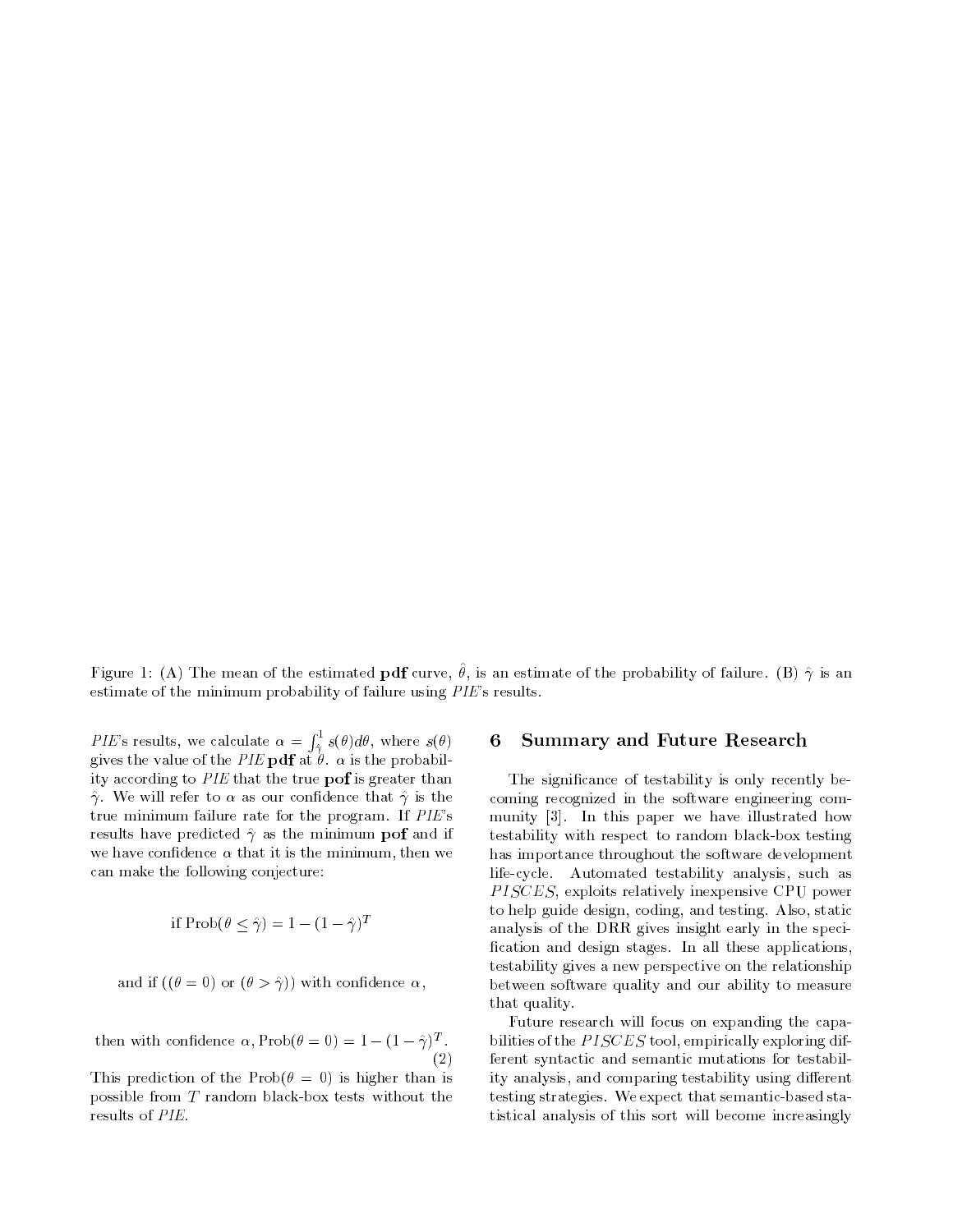Figure 1: (A) The mean of the estimated **pdf** curve, $\hat{\theta}$, is an estimate of the probability of failure. (B) $\hat{\gamma}$ is an estimate of the minimum probability of failure using *PIE*'s results.

*PIE*'s results, we calculate $\alpha = \int_{\hat{\gamma}}^{1} s(\theta)d\theta$, where $s(\theta)$ gives the value of the *PIE* **pdf** at $\theta$. $\alpha$ is the probability according to *PIE* that the true **pof** is greater than $\hat{\gamma}$. We will refer to $\alpha$ as our confidence that $\hat{\gamma}$ is the true minimum failure rate for the program. If *PIE*'s results have predicted $\hat{\gamma}$ as the minimum **pof** and if we have confidence $\alpha$ that it is the minimum, then we can make the following conjecture:

$$\text{if Prob}(\theta \leq \hat{\gamma}) = 1 - (1 - \hat{\gamma})^T$$

$$\text{and if } ((\theta = 0) \text{ or } (\theta > \hat{\gamma})) \text{ with confidence } \alpha,$$

$$\text{then with confidence } \alpha, \text{Prob}(\theta = 0) = 1 - (1 - \hat{\gamma})^T. \tag{2}$$

This prediction of the Prob$(\theta = 0)$ is higher than is possible from $T$ random black-box tests without the results of *PIE*.

## 6 Summary and Future Research

The significance of testability is only recently becoming recognized in the software engineering community [3]. In this paper we have illustrated how testability with respect to random black-box testing has importance throughout the software development life-cycle. Automated testability analysis, such as *PISCES*, exploits relatively inexpensive CPU power to help guide design, coding, and testing. Also, static analysis of the DRR gives insight early in the specification and design stages. In all these applications, testability gives a new perspective on the relationship between software quality and our ability to measure that quality.

Future research will focus on expanding the capabilities of the *PISCES* tool, empirically exploring different syntactic and semantic mutations for testability analysis, and comparing testability using different testing strategies. We expect that semantic-based statistical analysis of this sort will become increasingly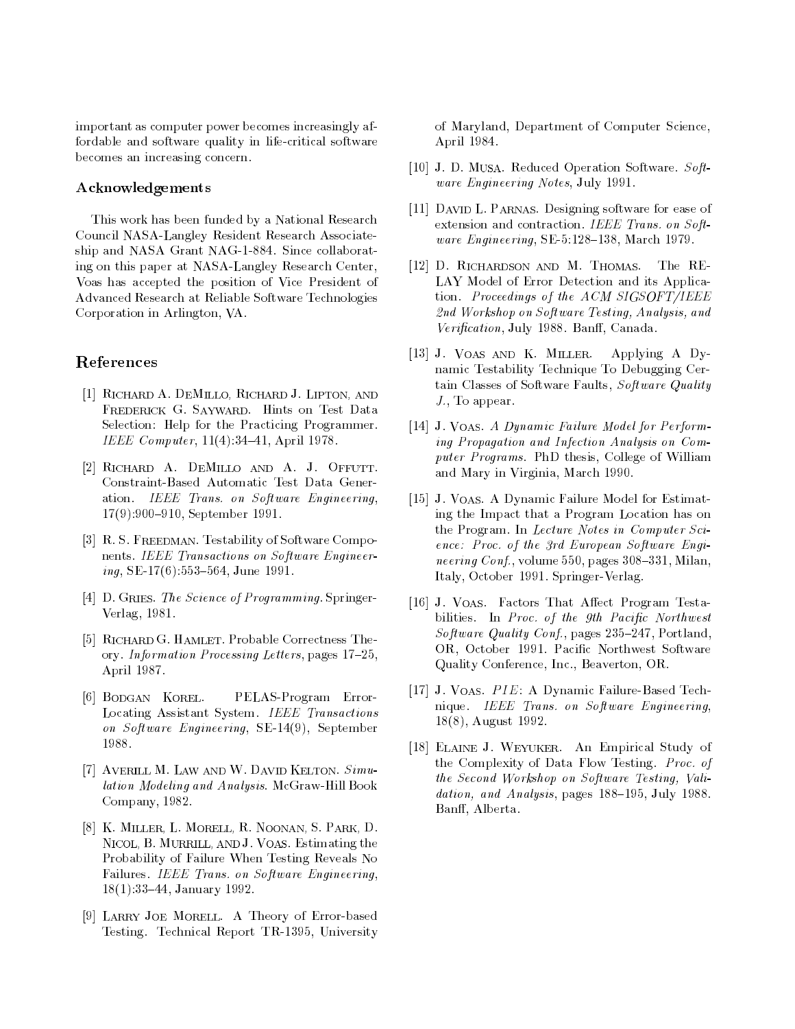important as computer power becomes increasingly affordable and software quality in life-critical software becomes an increasing concern.

### Acknowledgements

This work has been funded by a National Research Council NASA-Langley Resident Research Associateship and NASA Grant NAG-1-884. Since collaborating on this paper at NASA-Langley Research Center, Voas has accepted the position of Vice President of Advanced Research at Reliable Software Technologies Corporation in Arlington, VA.

## References

[1] Richard A. DeMillo, Richard J. Lipton, and Frederick G. Sayward. Hints on Test Data Selection: Help for the Practicing Programmer. *IEEE Computer*, 11(4):34–41, April 1978.

[2] Richard A. DeMillo and A. J. Offutt. Constraint-Based Automatic Test Data Generation. *IEEE Trans. on Software Engineering*, 17(9):900–910, September 1991.

[3] R. S. Freedman. Testability of Software Components. *IEEE Transactions on Software Engineering*, SE-17(6):553–564, June 1991.

[4] D. Gries. *The Science of Programming*. Springer-Verlag, 1981.

[5] Richard G. Hamlet. Probable Correctness Theory. *Information Processing Letters*, pages 17–25, April 1987.

[6] Bodgan Korel. PELAS-Program Error-Locating Assistant System. *IEEE Transactions on Software Engineering*, SE-14(9), September 1988.

[7] Averill M. Law and W. David Kelton. *Simulation Modeling and Analysis*. McGraw-Hill Book Company, 1982.

[8] K. Miller, L. Morell, R. Noonan, S. Park, D. Nicol, B. Murrill, and J. Voas. Estimating the Probability of Failure When Testing Reveals No Failures. *IEEE Trans. on Software Engineering*, 18(1):33–44, January 1992.

[9] Larry Joe Morell. A Theory of Error-based Testing. Technical Report TR-1395, University of Maryland, Department of Computer Science, April 1984.

[10] J. D. Musa. Reduced Operation Software. *Software Engineering Notes*, July 1991.

[11] David L. Parnas. Designing software for ease of extension and contraction. *IEEE Trans. on Software Engineering*, SE-5:128–138, March 1979.

[12] D. Richardson and M. Thomas. The RELAY Model of Error Detection and its Application. *Proceedings of the ACM SIGSOFT/IEEE 2nd Workshop on Software Testing, Analysis, and Verification*, July 1988. Banff, Canada.

[13] J. Voas and K. Miller. Applying A Dynamic Testability Technique To Debugging Certain Classes of Software Faults, *Software Quality J.*, To appear.

[14] J. Voas. *A Dynamic Failure Model for Performing Propagation and Infection Analysis on Computer Programs*. PhD thesis, College of William and Mary in Virginia, March 1990.

[15] J. Voas. A Dynamic Failure Model for Estimating the Impact that a Program Location has on the Program. In *Lecture Notes in Computer Science: Proc. of the 3rd European Software Engineering Conf.*, volume 550, pages 308–331, Milan, Italy, October 1991. Springer-Verlag.

[16] J. Voas. Factors That Affect Program Testabilities. In *Proc. of the 9th Pacific Northwest Software Quality Conf.*, pages 235–247, Portland, OR, October 1991. Pacific Northwest Software Quality Conference, Inc., Beaverton, OR.

[17] J. Voas. *PIE*: A Dynamic Failure-Based Technique. *IEEE Trans. on Software Engineering*, 18(8), August 1992.

[18] Elaine J. Weyuker. An Empirical Study of the Complexity of Data Flow Testing. *Proc. of the Second Workshop on Software Testing, Validation, and Analysis*, pages 188–195, July 1988. Banff, Alberta.